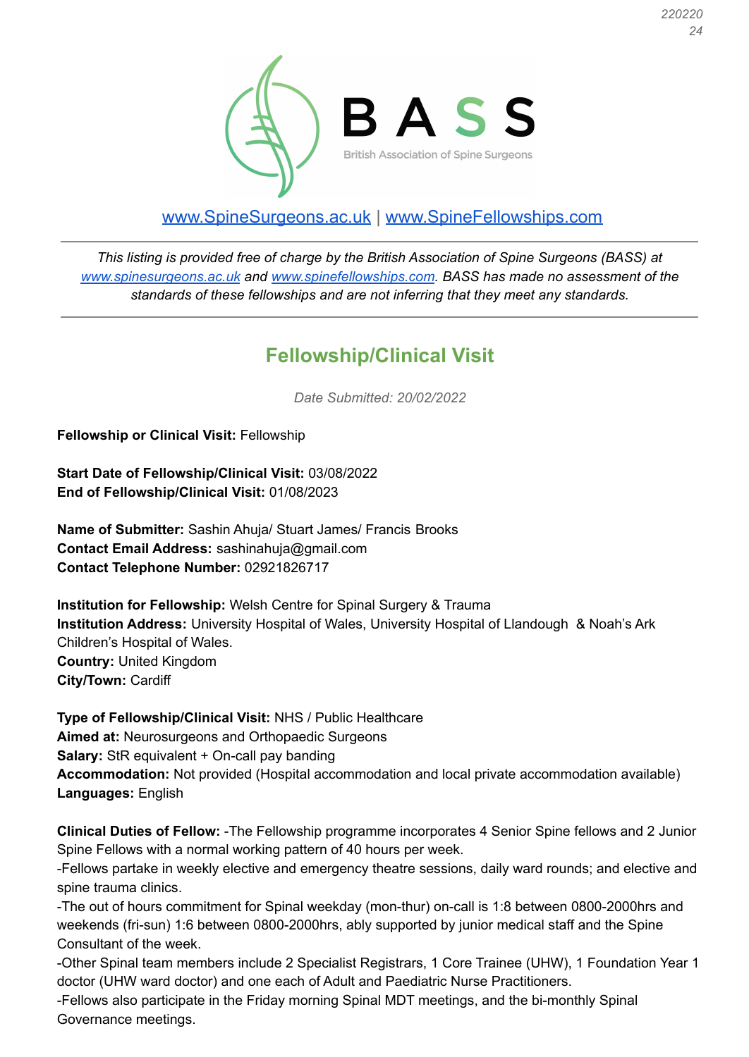BASS

British Association of Spine Surgeons

www.SpineSurgeons.ac.uk | www.SpineFellowships.com

---

*This listing is provided free of charge by the British Association of Spine Surgeons (BASS) at www.spinesurgeons.ac.uk and www.spinefellowships.com. BASS has made no assessment of the standards of these fellowships and are not inferring that they meet any standards.*

---

## Fellowship/Clinical Visit

*Date Submitted: 20/02/2022*

**Fellowship or Clinical Visit:** Fellowship

**Start Date of Fellowship/Clinical Visit:** 03/08/2022
**End of Fellowship/Clinical Visit:** 01/08/2023

**Name of Submitter:** Sashin Ahuja/ Stuart James/ Francis Brooks
**Contact Email Address:** sashinahuja@gmail.com
**Contact Telephone Number:** 02921826717

**Institution for Fellowship:** Welsh Centre for Spinal Surgery & Trauma
**Institution Address:** University Hospital of Wales, University Hospital of Llandough & Noah's Ark Children's Hospital of Wales.
**Country:** United Kingdom
**City/Town:** Cardiff

**Type of Fellowship/Clinical Visit:** NHS / Public Healthcare
**Aimed at:** Neurosurgeons and Orthopaedic Surgeons
**Salary:** StR equivalent + On-call pay banding
**Accommodation:** Not provided (Hospital accommodation and local private accommodation available)
**Languages:** English

**Clinical Duties of Fellow:** -The Fellowship programme incorporates 4 Senior Spine fellows and 2 Junior Spine Fellows with a normal working pattern of 40 hours per week.
-Fellows partake in weekly elective and emergency theatre sessions, daily ward rounds; and elective and spine trauma clinics.
-The out of hours commitment for Spinal weekday (mon-thur) on-call is 1:8 between 0800-2000hrs and weekends (fri-sun) 1:6 between 0800-2000hrs, ably supported by junior medical staff and the Spine Consultant of the week.
-Other Spinal team members include 2 Specialist Registrars, 1 Core Trainee (UHW), 1 Foundation Year 1 doctor (UHW ward doctor) and one each of Adult and Paediatric Nurse Practitioners.
-Fellows also participate in the Friday morning Spinal MDT meetings, and the bi-monthly Spinal Governance meetings.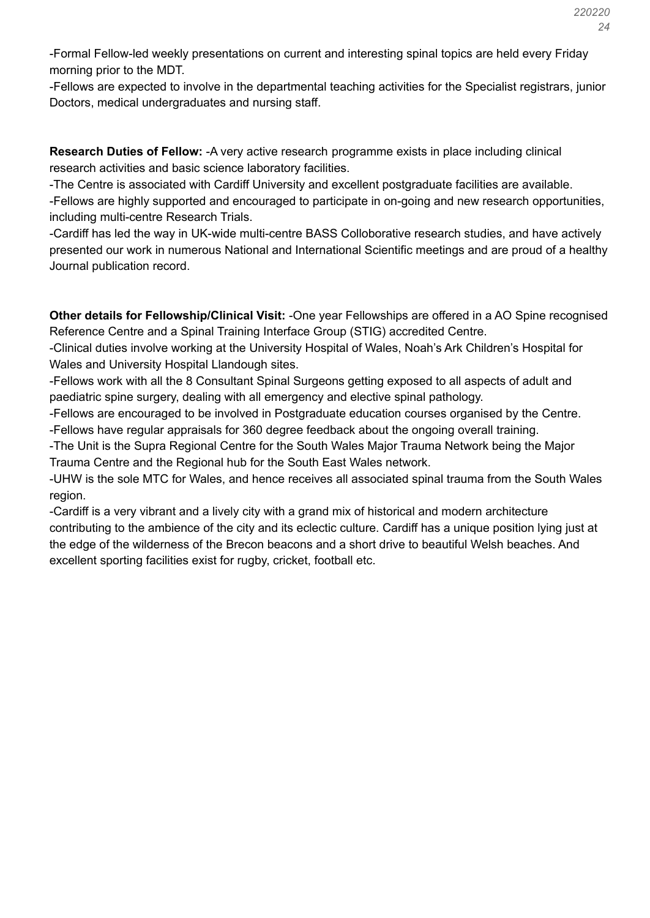-Formal Fellow-led weekly presentations on current and interesting spinal topics are held every Friday morning prior to the MDT.
-Fellows are expected to involve in the departmental teaching activities for the Specialist registrars, junior Doctors, medical undergraduates and nursing staff.

**Research Duties of Fellow:** -A very active research programme exists in place including clinical research activities and basic science laboratory facilities.
-The Centre is associated with Cardiff University and excellent postgraduate facilities are available.
-Fellows are highly supported and encouraged to participate in on-going and new research opportunities, including multi-centre Research Trials.
-Cardiff has led the way in UK-wide multi-centre BASS Colloborative research studies, and have actively presented our work in numerous National and International Scientific meetings and are proud of a healthy Journal publication record.

**Other details for Fellowship/Clinical Visit:** -One year Fellowships are offered in a AO Spine recognised Reference Centre and a Spinal Training Interface Group (STIG) accredited Centre.
-Clinical duties involve working at the University Hospital of Wales, Noah's Ark Children's Hospital for Wales and University Hospital Llandough sites.
-Fellows work with all the 8 Consultant Spinal Surgeons getting exposed to all aspects of adult and paediatric spine surgery, dealing with all emergency and elective spinal pathology.
-Fellows are encouraged to be involved in Postgraduate education courses organised by the Centre.
-Fellows have regular appraisals for 360 degree feedback about the ongoing overall training.
-The Unit is the Supra Regional Centre for the South Wales Major Trauma Network being the Major Trauma Centre and the Regional hub for the South East Wales network.
-UHW is the sole MTC for Wales, and hence receives all associated spinal trauma from the South Wales region.
-Cardiff is a very vibrant and a lively city with a grand mix of historical and modern architecture contributing to the ambience of the city and its eclectic culture. Cardiff has a unique position lying just at the edge of the wilderness of the Brecon beacons and a short drive to beautiful Welsh beaches. And excellent sporting facilities exist for rugby, cricket, football etc.